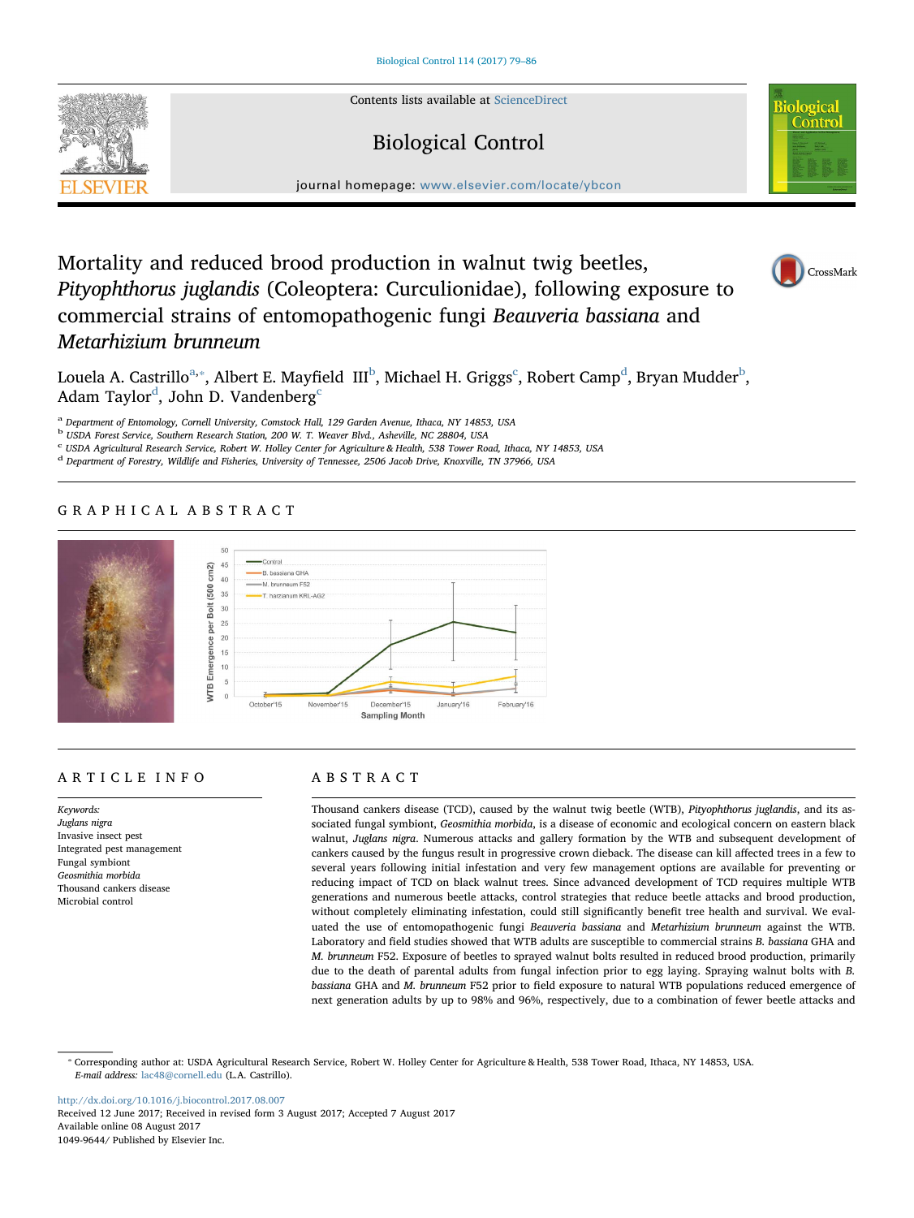Contents lists available at ScienceDirect

# Biological Control

journal homepage: www.elsevier.com/locate/ybcon

# Mortality and reduced brood production in walnut twig beetles, *Pityophthorus juglandis* (Coleoptera: Curculionidae), following exposure to commercial strains of entomopathogenic fungi *Beauveria bassiana* and *Metarhizium brunneum*

Louela A. Castrillo[a,*], Albert E. Mayfield III[b], Michael H. Griggs[c], Robert Camp[d], Bryan Mudder[b], Adam Taylor[d], John D. Vandenberg[c]

[a] Department of Entomology, Cornell University, Comstock Hall, 129 Garden Avenue, Ithaca, NY 14853, USA
[b] USDA Forest Service, Southern Research Station, 200 W. T. Weaver Blvd., Asheville, NC 28804, USA
[c] USDA Agricultural Research Service, Robert W. Holley Center for Agriculture & Health, 538 Tower Road, Ithaca, NY 14853, USA
[d] Department of Forestry, Wildlife and Fisheries, University of Tennessee, 2506 Jacob Drive, Knoxville, TN 37966, USA

## GRAPHICAL ABSTRACT

## ARTICLE INFO

*Keywords:*
*Juglans nigra*
Invasive insect pest
Integrated pest management
Fungal symbiont
*Geosmithia morbida*
Thousand cankers disease
Microbial control

## ABSTRACT

Thousand cankers disease (TCD), caused by the walnut twig beetle (WTB), *Pityophthorus juglandis*, and its associated fungal symbiont, *Geosmithia morbida*, is a disease of economic and ecological concern on eastern black walnut, *Juglans nigra*. Numerous attacks and gallery formation by the WTB and subsequent development of cankers caused by the fungus result in progressive crown dieback. The disease can kill affected trees in a few to several years following initial infestation and very few management options are available for preventing or reducing impact of TCD on black walnut trees. Since advanced development of TCD requires multiple WTB generations and numerous beetle attacks, control strategies that reduce beetle attacks and brood production, without completely eliminating infestation, could still significantly benefit tree health and survival. We evaluated the use of entomopathogenic fungi *Beauveria bassiana* and *Metarhizium brunneum* against the WTB. Laboratory and field studies showed that WTB adults are susceptible to commercial strains *B. bassiana* GHA and *M. brunneum* F52. Exposure of beetles to sprayed walnut bolts resulted in reduced brood production, primarily due to the death of parental adults from fungal infection prior to egg laying. Spraying walnut bolts with *B. bassiana* GHA and *M. brunneum* F52 prior to field exposure to natural WTB populations reduced emergence of next generation adults by up to 98% and 96%, respectively, due to a combination of fewer beetle attacks and

---

* Corresponding author at: USDA Agricultural Research Service, Robert W. Holley Center for Agriculture & Health, 538 Tower Road, Ithaca, NY 14853, USA.
*E-mail address:* lac48@cornell.edu (L.A. Castrillo).

http://dx.doi.org/10.1016/j.biocontrol.2017.08.007
Received 12 June 2017; Received in revised form 3 August 2017; Accepted 7 August 2017
Available online 08 August 2017
1049-9644/ Published by Elsevier Inc.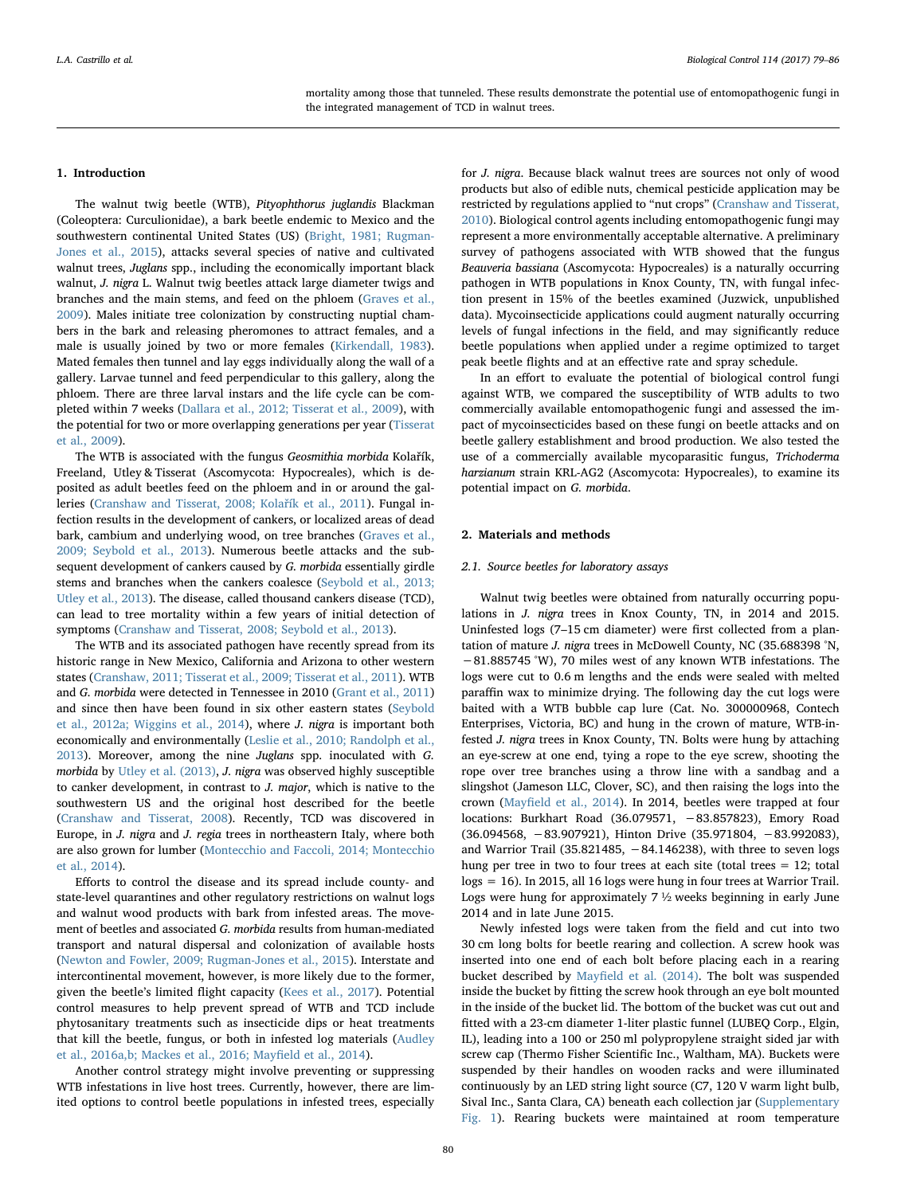mortality among those that tunneled. These results demonstrate the potential use of entomopathogenic fungi in the integrated management of TCD in walnut trees.

## 1. Introduction

The walnut twig beetle (WTB), *Pityophthorus juglandis* Blackman (Coleoptera: Curculionidae), a bark beetle endemic to Mexico and the southwestern continental United States (US) (Bright, 1981; Rugman-Jones et al., 2015), attacks several species of native and cultivated walnut trees, *Juglans* spp., including the economically important black walnut, *J. nigra* L. Walnut twig beetles attack large diameter twigs and branches and the main stems, and feed on the phloem (Graves et al., 2009). Males initiate tree colonization by constructing nuptial chambers in the bark and releasing pheromones to attract females, and a male is usually joined by two or more females (Kirkendall, 1983). Mated females then tunnel and lay eggs individually along the wall of a gallery. Larvae tunnel and feed perpendicular to this gallery, along the phloem. There are three larval instars and the life cycle can be completed within 7 weeks (Dallara et al., 2012; Tisserat et al., 2009), with the potential for two or more overlapping generations per year (Tisserat et al., 2009).

The WTB is associated with the fungus *Geosmithia morbida* Kolařík, Freeland, Utley & Tisserat (Ascomycota: Hypocreales), which is deposited as adult beetles feed on the phloem and in or around the galleries (Cranshaw and Tisserat, 2008; Kolařík et al., 2011). Fungal infection results in the development of cankers, or localized areas of dead bark, cambium and underlying wood, on tree branches (Graves et al., 2009; Seybold et al., 2013). Numerous beetle attacks and the subsequent development of cankers caused by *G. morbida* essentially girdle stems and branches when the cankers coalesce (Seybold et al., 2013; Utley et al., 2013). The disease, called thousand cankers disease (TCD), can lead to tree mortality within a few years of initial detection of symptoms (Cranshaw and Tisserat, 2008; Seybold et al., 2013).

The WTB and its associated pathogen have recently spread from its historic range in New Mexico, California and Arizona to other western states (Cranshaw, 2011; Tisserat et al., 2009; Tisserat et al., 2011). WTB and *G. morbida* were detected in Tennessee in 2010 (Grant et al., 2011) and since then have been found in six other eastern states (Seybold et al., 2012a; Wiggins et al., 2014), where *J. nigra* is important both economically and environmentally (Leslie et al., 2010; Randolph et al., 2013). Moreover, among the nine *Juglans* spp. inoculated with *G. morbida* by Utley et al. (2013), *J. nigra* was observed highly susceptible to canker development, in contrast to *J. major*, which is native to the southwestern US and the original host described for the beetle (Cranshaw and Tisserat, 2008). Recently, TCD was discovered in Europe, in *J. nigra* and *J. regia* trees in northeastern Italy, where both are also grown for lumber (Montecchio and Faccoli, 2014; Montecchio et al., 2014).

Efforts to control the disease and its spread include county- and state-level quarantines and other regulatory restrictions on walnut logs and walnut wood products with bark from infested areas. The movement of beetles and associated *G. morbida* results from human-mediated transport and natural dispersal and colonization of available hosts (Newton and Fowler, 2009; Rugman-Jones et al., 2015). Interstate and intercontinental movement, however, is more likely due to the former, given the beetle's limited flight capacity (Kees et al., 2017). Potential control measures to help prevent spread of WTB and TCD include phytosanitary treatments such as insecticide dips or heat treatments that kill the beetle, fungus, or both in infested log materials (Audley et al., 2016a,b; Mackes et al., 2016; Mayfield et al., 2014).

Another control strategy might involve preventing or suppressing WTB infestations in live host trees. Currently, however, there are limited options to control beetle populations in infested trees, especially for *J. nigra*. Because black walnut trees are sources not only of wood products but also of edible nuts, chemical pesticide application may be restricted by regulations applied to "nut crops" (Cranshaw and Tisserat, 2010). Biological control agents including entomopathogenic fungi may represent a more environmentally acceptable alternative. A preliminary survey of pathogens associated with WTB showed that the fungus *Beauveria bassiana* (Ascomycota: Hypocreales) is a naturally occurring pathogen in WTB populations in Knox County, TN, with fungal infection present in 15% of the beetles examined (Juzwick, unpublished data). Mycoinsecticide applications could augment naturally occurring levels of fungal infections in the field, and may significantly reduce beetle populations when applied under a regime optimized to target peak beetle flights and at an effective rate and spray schedule.

In an effort to evaluate the potential of biological control fungi against WTB, we compared the susceptibility of WTB adults to two commercially available entomopathogenic fungi and assessed the impact of mycoinsecticides based on these fungi on beetle attacks and on beetle gallery establishment and brood production. We also tested the use of a commercially available mycoparasitic fungus, *Trichoderma harzianum* strain KRL-AG2 (Ascomycota: Hypocreales), to examine its potential impact on *G. morbida*.

## 2. Materials and methods

### 2.1. Source beetles for laboratory assays

Walnut twig beetles were obtained from naturally occurring populations in *J. nigra* trees in Knox County, TN, in 2014 and 2015. Uninfested logs (7–15 cm diameter) were first collected from a plantation of mature *J. nigra* trees in McDowell County, NC (35.688398 °N, −81.885745 °W), 70 miles west of any known WTB infestations. The logs were cut to 0.6 m lengths and the ends were sealed with melted paraffin wax to minimize drying. The following day the cut logs were baited with a WTB bubble cap lure (Cat. No. 300000968, Contech Enterprises, Victoria, BC) and hung in the crown of mature, WTB-infested *J. nigra* trees in Knox County, TN. Bolts were hung by attaching an eye-screw at one end, tying a rope to the eye screw, shooting the rope over tree branches using a throw line with a sandbag and a slingshot (Jameson LLC, Clover, SC), and then raising the logs into the crown (Mayfield et al., 2014). In 2014, beetles were trapped at four locations: Burkhart Road (36.079571, −83.857823), Emory Road (36.094568, −83.907921), Hinton Drive (35.971804, −83.992083), and Warrior Trail (35.821485, −84.146238), with three to seven logs hung per tree in two to four trees at each site (total trees = 12; total logs = 16). In 2015, all 16 logs were hung in four trees at Warrior Trail. Logs were hung for approximately 7 ½ weeks beginning in early June 2014 and in late June 2015.

Newly infested logs were taken from the field and cut into two 30 cm long bolts for beetle rearing and collection. A screw hook was inserted into one end of each bolt before placing each in a rearing bucket described by Mayfield et al. (2014). The bolt was suspended inside the bucket by fitting the screw hook through an eye bolt mounted in the inside of the bucket lid. The bottom of the bucket was cut out and fitted with a 23-cm diameter 1-liter plastic funnel (LUBEQ Corp., Elgin, IL), leading into a 100 or 250 ml polypropylene straight sided jar with screw cap (Thermo Fisher Scientific Inc., Waltham, MA). Buckets were suspended by their handles on wooden racks and were illuminated continuously by an LED string light source (C7, 120 V warm light bulb, Sival Inc., Santa Clara, CA) beneath each collection jar (Supplementary Fig. 1). Rearing buckets were maintained at room temperature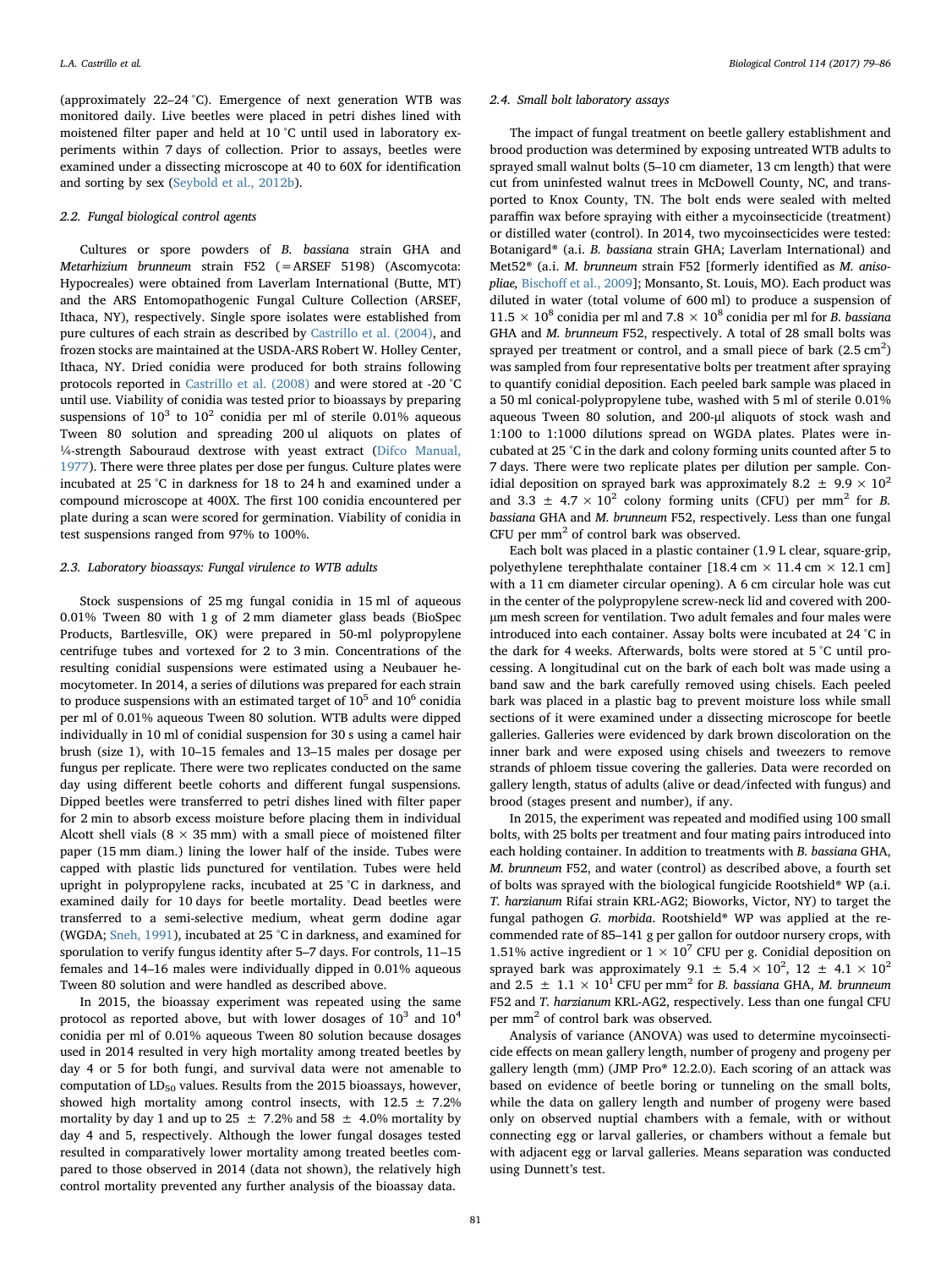(approximately 22–24 °C). Emergence of next generation WTB was monitored daily. Live beetles were placed in petri dishes lined with moistened filter paper and held at 10 °C until used in laboratory experiments within 7 days of collection. Prior to assays, beetles were examined under a dissecting microscope at 40 to 60X for identification and sorting by sex (Seybold et al., 2012b).

### 2.2. Fungal biological control agents

Cultures or spore powders of *B. bassiana* strain GHA and *Metarhizium brunneum* strain F52 (=ARSEF 5198) (Ascomycota: Hypocreales) were obtained from Laverlam International (Butte, MT) and the ARS Entomopathogenic Fungal Culture Collection (ARSEF, Ithaca, NY), respectively. Single spore isolates were established from pure cultures of each strain as described by Castrillo et al. (2004), and frozen stocks are maintained at the USDA-ARS Robert W. Holley Center, Ithaca, NY. Dried conidia were produced for both strains following protocols reported in Castrillo et al. (2008) and were stored at -20 °C until use. Viability of conidia was tested prior to bioassays by preparing suspensions of $10^3$ to $10^2$ conidia per ml of sterile 0.01% aqueous Tween 80 solution and spreading 200 ul aliquots on plates of ¼-strength Sabouraud dextrose with yeast extract (Difco Manual, 1977). There were three plates per dose per fungus. Culture plates were incubated at 25 °C in darkness for 18 to 24 h and examined under a compound microscope at 400X. The first 100 conidia encountered per plate during a scan were scored for germination. Viability of conidia in test suspensions ranged from 97% to 100%.

### 2.3. Laboratory bioassays: Fungal virulence to WTB adults

Stock suspensions of 25 mg fungal conidia in 15 ml of aqueous 0.01% Tween 80 with 1 g of 2 mm diameter glass beads (BioSpec Products, Bartlesville, OK) were prepared in 50-ml polypropylene centrifuge tubes and vortexed for 2 to 3 min. Concentrations of the resulting conidial suspensions were estimated using a Neubauer hemocytometer. In 2014, a series of dilutions was prepared for each strain to produce suspensions with an estimated target of $10^5$ and $10^6$ conidia per ml of 0.01% aqueous Tween 80 solution. WTB adults were dipped individually in 10 ml of conidial suspension for 30 s using a camel hair brush (size 1), with 10–15 females and 13–15 males per dosage per fungus per replicate. There were two replicates conducted on the same day using different beetle cohorts and different fungal suspensions. Dipped beetles were transferred to petri dishes lined with filter paper for 2 min to absorb excess moisture before placing them in individual Alcott shell vials (8 × 35 mm) with a small piece of moistened filter paper (15 mm diam.) lining the lower half of the inside. Tubes were capped with plastic lids punctured for ventilation. Tubes were held upright in polypropylene racks, incubated at 25 °C in darkness, and examined daily for 10 days for beetle mortality. Dead beetles were transferred to a semi-selective medium, wheat germ dodine agar (WGDA; Sneh, 1991), incubated at 25 °C in darkness, and examined for sporulation to verify fungus identity after 5–7 days. For controls, 11–15 females and 14–16 males were individually dipped in 0.01% aqueous Tween 80 solution and were handled as described above.

In 2015, the bioassay experiment was repeated using the same protocol as reported above, but with lower dosages of $10^3$ and $10^4$ conidia per ml of 0.01% aqueous Tween 80 solution because dosages used in 2014 resulted in very high mortality among treated beetles by day 4 or 5 for both fungi, and survival data were not amenable to computation of $LD_{50}$ values. Results from the 2015 bioassays, however, showed high mortality among control insects, with 12.5 ± 7.2% mortality by day 1 and up to 25 ± 7.2% and 58 ± 4.0% mortality by day 4 and 5, respectively. Although the lower fungal dosages tested resulted in comparatively lower mortality among treated beetles compared to those observed in 2014 (data not shown), the relatively high control mortality prevented any further analysis of the bioassay data.

### 2.4. Small bolt laboratory assays

The impact of fungal treatment on beetle gallery establishment and brood production was determined by exposing untreated WTB adults to sprayed small walnut bolts (5–10 cm diameter, 13 cm length) that were cut from uninfested walnut trees in McDowell County, NC, and transported to Knox County, TN. The bolt ends were sealed with melted paraffin wax before spraying with either a mycoinsecticide (treatment) or distilled water (control). In 2014, two mycoinsecticides were tested: Botanigard® (a.i. *B. bassiana* strain GHA; Laverlam International) and Met52® (a.i. *M. brunneum* strain F52 [formerly identified as *M. anisopliae*, Bischoff et al., 2009]; Monsanto, St. Louis, MO). Each product was diluted in water (total volume of 600 ml) to produce a suspension of $11.5 \times 10^8$ conidia per ml and $7.8 \times 10^8$ conidia per ml for *B. bassiana* GHA and *M. brunneum* F52, respectively. A total of 28 small bolts was sprayed per treatment or control, and a small piece of bark (2.5 $cm^2$) was sampled from four representative bolts per treatment after spraying to quantify conidial deposition. Each peeled bark sample was placed in a 50 ml conical-polypropylene tube, washed with 5 ml of sterile 0.01% aqueous Tween 80 solution, and 200-µl aliquots of stock wash and 1:100 to 1:1000 dilutions spread on WGDA plates. Plates were incubated at 25 °C in the dark and colony forming units counted after 5 to 7 days. There were two replicate plates per dilution per sample. Conidial deposition on sprayed bark was approximately $8.2 \pm 9.9 \times 10^2$ and $3.3 \pm 4.7 \times 10^2$ colony forming units (CFU) per $mm^2$ for *B. bassiana* GHA and *M. brunneum* F52, respectively. Less than one fungal CFU per $mm^2$ of control bark was observed.

Each bolt was placed in a plastic container (1.9 L clear, square-grip, polyethylene terephthalate container [18.4 cm × 11.4 cm × 12.1 cm] with a 11 cm diameter circular opening). A 6 cm circular hole was cut in the center of the polypropylene screw-neck lid and covered with 200-µm mesh screen for ventilation. Two adult females and four males were introduced into each container. Assay bolts were incubated at 24 °C in the dark for 4 weeks. Afterwards, bolts were stored at 5 °C until processing. A longitudinal cut on the bark of each bolt was made using a band saw and the bark carefully removed using chisels. Each peeled bark was placed in a plastic bag to prevent moisture loss while small sections of it were examined under a dissecting microscope for beetle galleries. Galleries were evidenced by dark brown discoloration on the inner bark and were exposed using chisels and tweezers to remove strands of phloem tissue covering the galleries. Data were recorded on gallery length, status of adults (alive or dead/infected with fungus) and brood (stages present and number), if any.

In 2015, the experiment was repeated and modified using 100 small bolts, with 25 bolts per treatment and four mating pairs introduced into each holding container. In addition to treatments with *B. bassiana* GHA, *M. brunneum* F52, and water (control) as described above, a fourth set of bolts was sprayed with the biological fungicide Rootshield® WP (a.i. *T. harzianum* Rifai strain KRL-AG2; Bioworks, Victor, NY) to target the fungal pathogen *G. morbida*. Rootshield® WP was applied at the recommended rate of 85–141 g per gallon for outdoor nursery crops, with 1.51% active ingredient or $1 \times 10^7$ CFU per g. Conidial deposition on sprayed bark was approximately $9.1 \pm 5.4 \times 10^2$, $12 \pm 4.1 \times 10^2$ and $2.5 \pm 1.1 \times 10^1$ CFU per $mm^2$ for *B. bassiana* GHA, *M. brunneum* F52 and *T. harzianum* KRL-AG2, respectively. Less than one fungal CFU per $mm^2$ of control bark was observed.

Analysis of variance (ANOVA) was used to determine mycoinsecticide effects on mean gallery length, number of progeny and progeny per gallery length (mm) (JMP Pro® 12.2.0). Each scoring of an attack was based on evidence of beetle boring or tunneling on the small bolts, while the data on gallery length and number of progeny were based only on observed nuptial chambers with a female, with or without connecting egg or larval galleries, or chambers without a female but with adjacent egg or larval galleries. Means separation was conducted using Dunnett's test.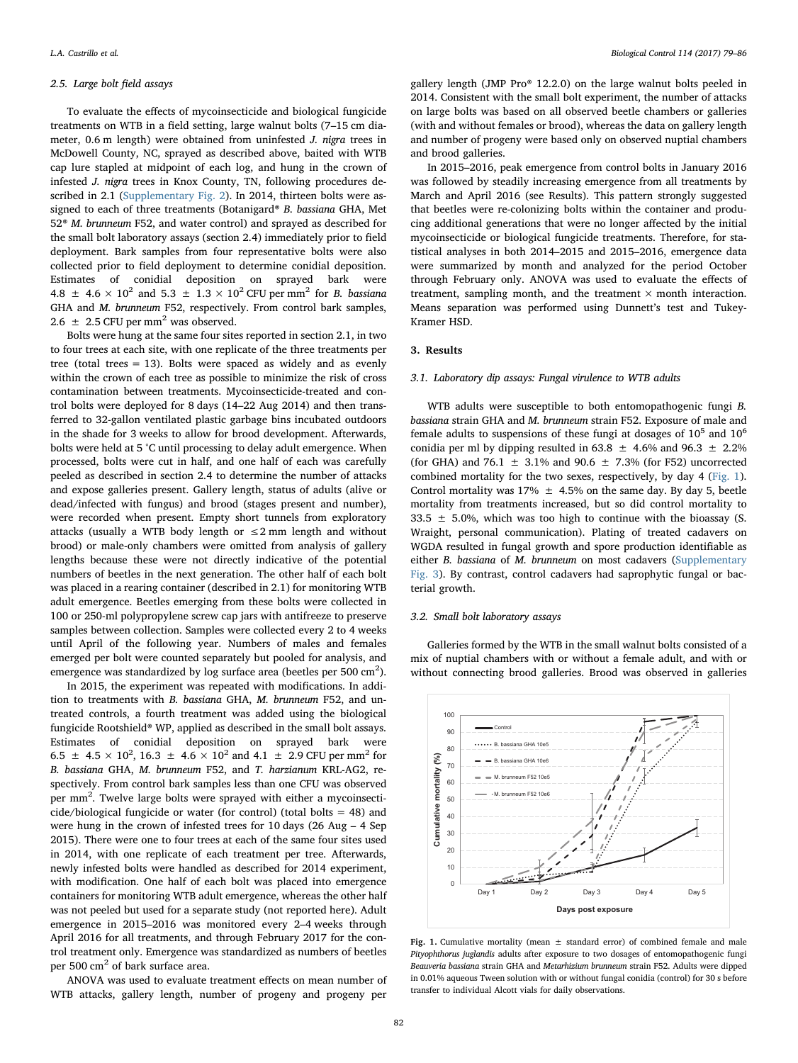### 2.5. Large bolt field assays

To evaluate the effects of mycoinsecticide and biological fungicide treatments on WTB in a field setting, large walnut bolts (7–15 cm diameter, 0.6 m length) were obtained from uninfested *J. nigra* trees in McDowell County, NC, sprayed as described above, baited with WTB cap lure stapled at midpoint of each log, and hung in the crown of infested *J. nigra* trees in Knox County, TN, following procedures described in 2.1 (Supplementary Fig. 2). In 2014, thirteen bolts were assigned to each of three treatments (Botanigard® *B. bassiana* GHA, Met 52® *M. brunneum* F52, and water control) and sprayed as described for the small bolt laboratory assays (section 2.4) immediately prior to field deployment. Bark samples from four representative bolts were also collected prior to field deployment to determine conidial deposition. Estimates of conidial deposition on sprayed bark were $4.8 \pm 4.6 \times 10^2$ and $5.3 \pm 1.3 \times 10^2$ CFU per mm$^2$ for *B. bassiana* GHA and *M. brunneum* F52, respectively. From control bark samples, $2.6 \pm 2.5$ CFU per mm$^2$ was observed.

Bolts were hung at the same four sites reported in section 2.1, in two to four trees at each site, with one replicate of the three treatments per tree (total trees = 13). Bolts were spaced as widely and as evenly within the crown of each tree as possible to minimize the risk of cross contamination between treatments. Mycoinsecticide-treated and control bolts were deployed for 8 days (14–22 Aug 2014) and then transferred to 32-gallon ventilated plastic garbage bins incubated outdoors in the shade for 3 weeks to allow for brood development. Afterwards, bolts were held at 5 °C until processing to delay adult emergence. When processed, bolts were cut in half, and one half of each was carefully peeled as described in section 2.4 to determine the number of attacks and expose galleries present. Gallery length, status of adults (alive or dead/infected with fungus) and brood (stages present and number), were recorded when present. Empty short tunnels from exploratory attacks (usually a WTB body length or ≤2 mm length and without brood) or male-only chambers were omitted from analysis of gallery lengths because these were not directly indicative of the potential numbers of beetles in the next generation. The other half of each bolt was placed in a rearing container (described in 2.1) for monitoring WTB adult emergence. Beetles emerging from these bolts were collected in 100 or 250-ml polypropylene screw cap jars with antifreeze to preserve samples between collection. Samples were collected every 2 to 4 weeks until April of the following year. Numbers of males and females emerged per bolt were counted separately but pooled for analysis, and emergence was standardized by log surface area (beetles per 500 cm$^2$).

In 2015, the experiment was repeated with modifications. In addition to treatments with *B. bassiana* GHA, *M. brunneum* F52, and untreated controls, a fourth treatment was added using the biological fungicide Rootshield® WP, applied as described in the small bolt assays. Estimates of conidial deposition on sprayed bark were $6.5 \pm 4.5 \times 10^2$, $16.3 \pm 4.6 \times 10^2$ and $4.1 \pm 2.9$ CFU per mm$^2$ for *B. bassiana* GHA, *M. brunneum* F52, and *T. harzianum* KRL-AG2, respectively. From control bark samples less than one CFU was observed per mm$^2$. Twelve large bolts were sprayed with either a mycoinsecticide/biological fungicide or water (for control) (total bolts = 48) and were hung in the crown of infested trees for 10 days (26 Aug – 4 Sep 2015). There were one to four trees at each of the same four sites used in 2014, with one replicate of each treatment per tree. Afterwards, newly infested bolts were handled as described for 2014 experiment, with modification. One half of each bolt was placed into emergence containers for monitoring WTB adult emergence, whereas the other half was not peeled but used for a separate study (not reported here). Adult emergence in 2015–2016 was monitored every 2–4 weeks through April 2016 for all treatments, and through February 2017 for the control treatment only. Emergence was standardized as numbers of beetles per 500 cm$^2$ of bark surface area.

ANOVA was used to evaluate treatment effects on mean number of WTB attacks, gallery length, number of progeny and progeny per gallery length (JMP Pro® 12.2.0) on the large walnut bolts peeled in 2014. Consistent with the small bolt experiment, the number of attacks on large bolts was based on all observed beetle chambers or galleries (with and without females or brood), whereas the data on gallery length and number of progeny were based only on observed nuptial chambers and brood galleries.

In 2015–2016, peak emergence from control bolts in January 2016 was followed by steadily increasing emergence from all treatments by March and April 2016 (see Results). This pattern strongly suggested that beetles were re-colonizing bolts within the container and producing additional generations that were no longer affected by the initial mycoinsecticide or biological fungicide treatments. Therefore, for statistical analyses in both 2014–2015 and 2015–2016, emergence data were summarized by month and analyzed for the period October through February only. ANOVA was used to evaluate the effects of treatment, sampling month, and the treatment × month interaction. Means separation was performed using Dunnett's test and Tukey-Kramer HSD.

## 3. Results

### 3.1. Laboratory dip assays: Fungal virulence to WTB adults

WTB adults were susceptible to both entomopathogenic fungi *B. bassiana* strain GHA and *M. brunneum* strain F52. Exposure of male and female adults to suspensions of these fungi at dosages of $10^5$ and $10^6$ conidia per ml by dipping resulted in $63.8 \pm 4.6\%$ and $96.3 \pm 2.2\%$ (for GHA) and $76.1 \pm 3.1\%$ and $90.6 \pm 7.3\%$ (for F52) uncorrected combined mortality for the two sexes, respectively, by day 4 (Fig. 1). Control mortality was $17\% \pm 4.5\%$ on the same day. By day 5, beetle mortality from treatments increased, but so did control mortality to $33.5 \pm 5.0\%$, which was too high to continue with the bioassay (S. Wraight, personal communication). Plating of treated cadavers on WGDA resulted in fungal growth and spore production identifiable as either *B. bassiana* of *M. brunneum* on most cadavers (Supplementary Fig. 3). By contrast, control cadavers had saprophytic fungal or bacterial growth.

### 3.2. Small bolt laboratory assays

Galleries formed by the WTB in the small walnut bolts consisted of a mix of nuptial chambers with or without a female adult, and with or without connecting brood galleries. Brood was observed in galleries

**Fig. 1.** Cumulative mortality (mean ± standard error) of combined female and male *Pityophthorus juglandis* adults after exposure to two dosages of entomopathogenic fungi *Beauveria bassiana* strain GHA and *Metarhizium brunneum* strain F52. Adults were dipped in 0.01% aqueous Tween solution with or without fungal conidia (control) for 30 s before transfer to individual Alcott vials for daily observations.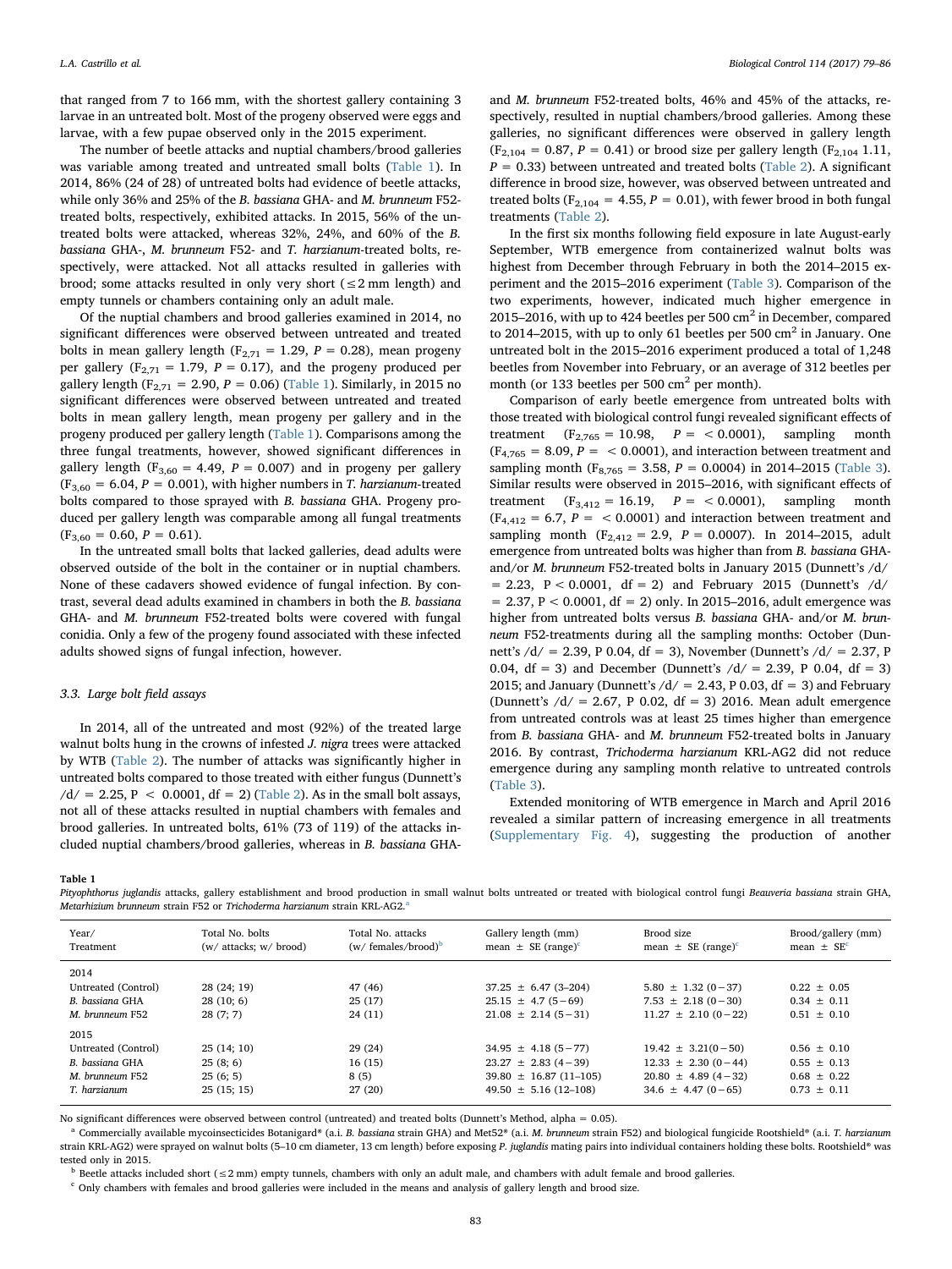that ranged from 7 to 166 mm, with the shortest gallery containing 3 larvae in an untreated bolt. Most of the progeny observed were eggs and larvae, with a few pupae observed only in the 2015 experiment.

The number of beetle attacks and nuptial chambers/brood galleries was variable among treated and untreated small bolts (Table 1). In 2014, 86% (24 of 28) of untreated bolts had evidence of beetle attacks, while only 36% and 25% of the *B. bassiana* GHA- and *M. brunneum* F52-treated bolts, respectively, exhibited attacks. In 2015, 56% of the untreated bolts were attacked, whereas 32%, 24%, and 60% of the *B. bassiana* GHA-, *M. brunneum* F52- and *T. harzianum*-treated bolts, respectively, were attacked. Not all attacks resulted in galleries with brood; some attacks resulted in only very short (≤2 mm length) and empty tunnels or chambers containing only an adult male.

Of the nuptial chambers and brood galleries examined in 2014, no significant differences were observed between untreated and treated bolts in mean gallery length ($F_{2,71} = 1.29$, $P = 0.28$), mean progeny per gallery ($F_{2,71} = 1.79$, $P = 0.17$), and the progeny produced per gallery length ($F_{2,71} = 2.90$, $P = 0.06$) (Table 1). Similarly, in 2015 no significant differences were observed between untreated and treated bolts in mean gallery length, mean progeny per gallery and in the progeny produced per gallery length (Table 1). Comparisons among the three fungal treatments, however, showed significant differences in gallery length ($F_{3,60} = 4.49$, $P = 0.007$) and in progeny per gallery ($F_{3,60} = 6.04$, $P = 0.001$), with higher numbers in *T. harzianum*-treated bolts compared to those sprayed with *B. bassiana* GHA. Progeny produced per gallery length was comparable among all fungal treatments ($F_{3,60} = 0.60$, $P = 0.61$).

In the untreated small bolts that lacked galleries, dead adults were observed outside of the bolt in the container or in nuptial chambers. None of these cadavers showed evidence of fungal infection. By contrast, several dead adults examined in chambers in both the *B. bassiana* GHA- and *M. brunneum* F52-treated bolts were covered with fungal conidia. Only a few of the progeny found associated with these infected adults showed signs of fungal infection, however.

### 3.3. Large bolt field assays

In 2014, all of the untreated and most (92%) of the treated large walnut bolts hung in the crowns of infested *J. nigra* trees were attacked by WTB (Table 2). The number of attacks was significantly higher in untreated bolts compared to those treated with either fungus (Dunnett's /d/ = 2.25, P < 0.0001, df = 2) (Table 2). As in the small bolt assays, not all of these attacks resulted in nuptial chambers with females and brood galleries. In untreated bolts, 61% (73 of 119) of the attacks included nuptial chambers/brood galleries, whereas in *B. bassiana* GHA- and *M. brunneum* F52-treated bolts, 46% and 45% of the attacks, respectively, resulted in nuptial chambers/brood galleries. Among these galleries, no significant differences were observed in gallery length ($F_{2,104} = 0.87$, $P = 0.41$) or brood size per gallery length ($F_{2,104}$ 1.11, $P = 0.33$) between untreated and treated bolts (Table 2). A significant difference in brood size, however, was observed between untreated and treated bolts ($F_{2,104} = 4.55$, $P = 0.01$), with fewer brood in both fungal treatments (Table 2).

In the first six months following field exposure in late August-early September, WTB emergence from containerized walnut bolts was highest from December through February in both the 2014–2015 experiment and the 2015–2016 experiment (Table 3). Comparison of the two experiments, however, indicated much higher emergence in 2015–2016, with up to 424 beetles per 500 $cm^2$ in December, compared to 2014–2015, with up to only 61 beetles per 500 $cm^2$ in January. One untreated bolt in the 2015–2016 experiment produced a total of 1,248 beetles from November into February, or an average of 312 beetles per month (or 133 beetles per 500 $cm^2$ per month).

Comparison of early beetle emergence from untreated bolts with those treated with biological control fungi revealed significant effects of treatment ($F_{2,765} = 10.98$, $P = < 0.0001$), sampling month ($F_{4,765} = 8.09$, $P = < 0.0001$), and interaction between treatment and sampling month ($F_{8,765} = 3.58$, $P = 0.0004$) in 2014–2015 (Table 3). Similar results were observed in 2015–2016, with significant effects of treatment ($F_{3,412} = 16.19$, $P = < 0.0001$), sampling month ($F_{4,412} = 6.7$, $P = < 0.0001$) and interaction between treatment and sampling month ($F_{2,412} = 2.9$, $P = 0.0007$). In 2014–2015, adult emergence from untreated bolts was higher than from *B. bassiana* GHA- and/or *M. brunneum* F52-treated bolts in January 2015 (Dunnett's /d/ = 2.23, P < 0.0001, df = 2) and February 2015 (Dunnett's /d/ = 2.37, P < 0.0001, df = 2) only. In 2015–2016, adult emergence was higher from untreated bolts versus *B. bassiana* GHA- and/or *M. brunneum* F52-treatments during all the sampling months: October (Dunnett's /d/ = 2.39, P 0.04, df = 3), November (Dunnett's /d/ = 2.37, P 0.04, df = 3) and December (Dunnett's /d/ = 2.39, P 0.04, df = 3) 2015; and January (Dunnett's /d/ = 2.43, P 0.03, df = 3) and February (Dunnett's /d/ = 2.67, P 0.02, df = 3) 2016. Mean adult emergence from untreated controls was at least 25 times higher than emergence from *B. bassiana* GHA- and *M. brunneum* F52-treated bolts in January 2016. By contrast, *Trichoderma harzianum* KRL-AG2 did not reduce emergence during any sampling month relative to untreated controls (Table 3).

Extended monitoring of WTB emergence in March and April 2016 revealed a similar pattern of increasing emergence in all treatments (Supplementary Fig. 4), suggesting the production of another

**Table 1**
*Pityophthorus juglandis* attacks, gallery establishment and brood production in small walnut bolts untreated or treated with biological control fungi *Beauveria bassiana* strain GHA, *Metarhizium brunneum* strain F52 or *Trichoderma harzianum* strain KRL-AG2.[a]

| Year/ Treatment | Total No. bolts (w/ attacks; w/ brood) | Total No. attacks (w/ females/brood)[b] | Gallery length (mm) mean ± SE (range)[c] | Brood size mean ± SE (range)[c] | Brood/gallery (mm) mean ± SE[c] |
|---|---|---|---|---|---|
| 2014 | | | | | |
| Untreated (Control) | 28 (24; 19) | 47 (46) | 37.25 ± 6.47 (3–204) | 5.80 ± 1.32 (0–37) | 0.22 ± 0.05 |
| *B. bassiana* GHA | 28 (10; 6) | 25 (17) | 25.15 ± 4.7 (5–69) | 7.53 ± 2.18 (0–30) | 0.34 ± 0.11 |
| *M. brunneum* F52 | 28 (7; 7) | 24 (11) | 21.08 ± 2.14 (5–31) | 11.27 ± 2.10 (0–22) | 0.51 ± 0.10 |
| 2015 | | | | | |
| Untreated (Control) | 25 (14; 10) | 29 (24) | 34.95 ± 4.18 (5–77) | 19.42 ± 3.21(0–50) | 0.56 ± 0.10 |
| *B. bassiana* GHA | 25 (8; 6) | 16 (15) | 23.27 ± 2.83 (4–39) | 12.33 ± 2.30 (0–44) | 0.55 ± 0.13 |
| *M. brunneum* F52 | 25 (6; 5) | 8 (5) | 39.80 ± 16.87 (11–105) | 20.80 ± 4.89 (4–32) | 0.68 ± 0.22 |
| *T. harzianum* | 25 (15; 15) | 27 (20) | 49.50 ± 5.16 (12–108) | 34.6 ± 4.47 (0–65) | 0.73 ± 0.11 |

No significant differences were observed between control (untreated) and treated bolts (Dunnett's Method, alpha = 0.05).

[a] Commercially available mycoinsecticides Botanigard® (a.i. *B. bassiana* strain GHA) and Met52® (a.i. *M. brunneum* strain F52) and biological fungicide Rootshield® (a.i. *T. harzianum* strain KRL-AG2) were sprayed on walnut bolts (5–10 cm diameter, 13 cm length) before exposing *P. juglandis* mating pairs into individual containers holding these bolts. Rootshield® was tested only in 2015.

[b] Beetle attacks included short (≤2 mm) empty tunnels, chambers with only an adult male, and chambers with adult female and brood galleries.

[c] Only chambers with females and brood galleries were included in the means and analysis of gallery length and brood size.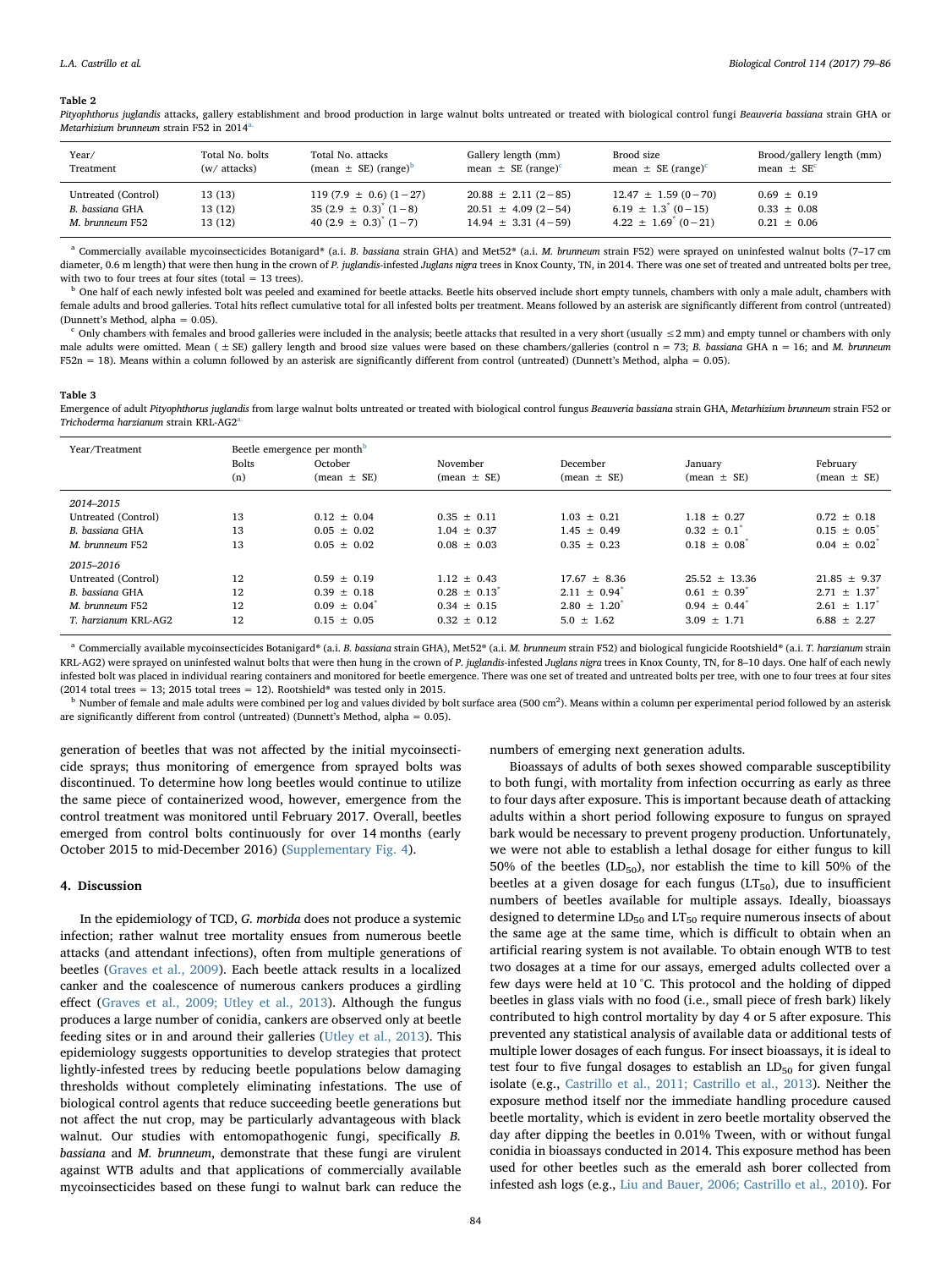**Table 2**

*Pityophthorus juglandis* attacks, gallery establishment and brood production in large walnut bolts untreated or treated with biological control fungi *Beauveria bassiana* strain GHA or *Metarhizium brunneum* strain F52 in 2014[a].

| Year/ Treatment | Total No. bolts (w/ attacks) | Total No. attacks (mean ± SE) (range)[b] | Gallery length (mm) mean ± SE (range)[c] | Brood size mean ± SE (range)[c] | Brood/gallery length (mm) mean ± SE[c] |
|---|---|---|---|---|---|
| Untreated (Control) | 13 (13) | 119 (7.9 ± 0.6) (1−27) | 20.88 ± 2.11 (2−85) | 12.47 ± 1.59 (0−70) | 0.69 ± 0.19 |
| *B. bassiana* GHA | 13 (12) | 35 (2.9 ± 0.3)* (1−8) | 20.51 ± 4.09 (2−54) | 6.19 ± 1.3* (0−15) | 0.33 ± 0.08 |
| *M. brunneum* F52 | 13 (12) | 40 (2.9 ± 0.3)* (1−7) | 14.94 ± 3.31 (4−59) | 4.22 ± 1.69* (0−21) | 0.21 ± 0.06 |

[a] Commercially available mycoinsecticides Botanigard® (a.i. *B. bassiana* strain GHA) and Met52® (a.i. *M. brunneum* strain F52) were sprayed on uninfested walnut bolts (7–17 cm diameter, 0.6 m length) that were then hung in the crown of *P. juglandis*-infested *Juglans nigra* trees in Knox County, TN, in 2014. There was one set of treated and untreated bolts per tree, with two to four trees at four sites (total = 13 trees).

[b] One half of each newly infested bolt was peeled and examined for beetle attacks. Beetle hits observed include short empty tunnels, chambers with only a male adult, chambers with female adults and brood galleries. Total hits reflect cumulative total for all infested bolts per treatment. Means followed by an asterisk are significantly different from control (untreated) (Dunnett's Method, alpha = 0.05).

[c] Only chambers with females and brood galleries were included in the analysis; beetle attacks that resulted in a very short (usually ≤2 mm) and empty tunnel or chambers with only male adults were omitted. Mean ( ± SE) gallery length and brood size values were based on these chambers/galleries (control n = 73; *B. bassiana* GHA n = 16; and *M. brunneum* F52n = 18). Means within a column followed by an asterisk are significantly different from control (untreated) (Dunnett's Method, alpha = 0.05).

**Table 3**

Emergence of adult *Pityophthorus juglandis* from large walnut bolts untreated or treated with biological control fungus *Beauveria bassiana* strain GHA, *Metarhizium brunneum* strain F52 or *Trichoderma harzianum* strain KRL-AG2[a].

| Year/Treatment | Beetle emergence per month[b] | | | | | |
|---|---|---|---|---|---|---|
| | Bolts (n) | October (mean ± SE) | November (mean ± SE) | December (mean ± SE) | January (mean ± SE) | February (mean ± SE) |
| *2014–2015* | | | | | | |
| Untreated (Control) | 13 | 0.12 ± 0.04 | 0.35 ± 0.11 | 1.03 ± 0.21 | 1.18 ± 0.27 | 0.72 ± 0.18 |
| *B. bassiana* GHA | 13 | 0.05 ± 0.02 | 1.04 ± 0.37 | 1.45 ± 0.49 | 0.32 ± 0.1* | 0.15 ± 0.05* |
| *M. brunneum* F52 | 13 | 0.05 ± 0.02 | 0.08 ± 0.03 | 0.35 ± 0.23 | 0.18 ± 0.08* | 0.04 ± 0.02* |
| *2015–2016* | | | | | | |
| Untreated (Control) | 12 | 0.59 ± 0.19 | 1.12 ± 0.43 | 17.67 ± 8.36 | 25.52 ± 13.36 | 21.85 ± 9.37 |
| *B. bassiana* GHA | 12 | 0.39 ± 0.18 | 0.28 ± 0.13* | 2.11 ± 0.94* | 0.61 ± 0.39* | 2.71 ± 1.37* |
| *M. brunneum* F52 | 12 | 0.09 ± 0.04* | 0.34 ± 0.15 | 2.80 ± 1.20* | 0.94 ± 0.44* | 2.61 ± 1.17* |
| *T. harzianum* KRL-AG2 | 12 | 0.15 ± 0.05 | 0.32 ± 0.12 | 5.0 ± 1.62 | 3.09 ± 1.71 | 6.88 ± 2.27 |

[a] Commercially available mycoinsecticides Botanigard® (a.i. *B. bassiana* strain GHA), Met52® (a.i. *M. brunneum* strain F52) and biological fungicide Rootshield® (a.i. *T. harzianum* strain KRL-AG2) were sprayed on uninfested walnut bolts that were then hung in the crown of *P. juglandis*-infested *Juglans nigra* trees in Knox County, TN, for 8–10 days. One half of each newly infested bolt was placed in individual rearing containers and monitored for beetle emergence. There was one set of treated and untreated bolts per tree, with one to four trees at four sites (2014 total trees = 13; 2015 total trees = 12). Rootshield® was tested only in 2015.

[b] Number of female and male adults were combined per log and values divided by bolt surface area (500 $cm^2$). Means within a column per experimental period followed by an asterisk are significantly different from control (untreated) (Dunnett's Method, alpha = 0.05).

generation of beetles that was not affected by the initial mycoinsecticide sprays; thus monitoring of emergence from sprayed bolts was discontinued. To determine how long beetles would continue to utilize the same piece of containerized wood, however, emergence from the control treatment was monitored until February 2017. Overall, beetles emerged from control bolts continuously for over 14 months (early October 2015 to mid-December 2016) (Supplementary Fig. 4).

## 4. Discussion

In the epidemiology of TCD, *G. morbida* does not produce a systemic infection; rather walnut tree mortality ensues from numerous beetle attacks (and attendant infections), often from multiple generations of beetles (Graves et al., 2009). Each beetle attack results in a localized canker and the coalescence of numerous cankers produces a girdling effect (Graves et al., 2009; Utley et al., 2013). Although the fungus produces a large number of conidia, cankers are observed only at beetle feeding sites or in and around their galleries (Utley et al., 2013). This epidemiology suggests opportunities to develop strategies that protect lightly-infested trees by reducing beetle populations below damaging thresholds without completely eliminating infestations. The use of biological control agents that reduce succeeding beetle generations but not affect the nut crop, may be particularly advantageous with black walnut. Our studies with entomopathogenic fungi, specifically *B. bassiana* and *M. brunneum*, demonstrate that these fungi are virulent against WTB adults and that applications of commercially available mycoinsecticides based on these fungi to walnut bark can reduce the numbers of emerging next generation adults.

Bioassays of adults of both sexes showed comparable susceptibility to both fungi, with mortality from infection occurring as early as three to four days after exposure. This is important because death of attacking adults within a short period following exposure to fungus on sprayed bark would be necessary to prevent progeny production. Unfortunately, we were not able to establish a lethal dosage for either fungus to kill 50% of the beetles ($LD_{50}$), nor establish the time to kill 50% of the beetles at a given dosage for each fungus ($LT_{50}$), due to insufficient numbers of beetles available for multiple assays. Ideally, bioassays designed to determine $LD_{50}$ and $LT_{50}$ require numerous insects of about the same age at the same time, which is difficult to obtain when an artificial rearing system is not available. To obtain enough WTB to test two dosages at a time for our assays, emerged adults collected over a few days were held at 10 °C. This protocol and the holding of dipped beetles in glass vials with no food (i.e., small piece of fresh bark) likely contributed to high control mortality by day 4 or 5 after exposure. This prevented any statistical analysis of available data or additional tests of multiple lower dosages of each fungus. For insect bioassays, it is ideal to test four to five fungal dosages to establish an $LD_{50}$ for given fungal isolate (e.g., Castrillo et al., 2011; Castrillo et al., 2013). Neither the exposure method itself nor the immediate handling procedure caused beetle mortality, which is evident in zero beetle mortality observed the day after dipping the beetles in 0.01% Tween, with or without fungal conidia in bioassays conducted in 2014. This exposure method has been used for other beetles such as the emerald ash borer collected from infested ash logs (e.g., Liu and Bauer, 2006; Castrillo et al., 2010). For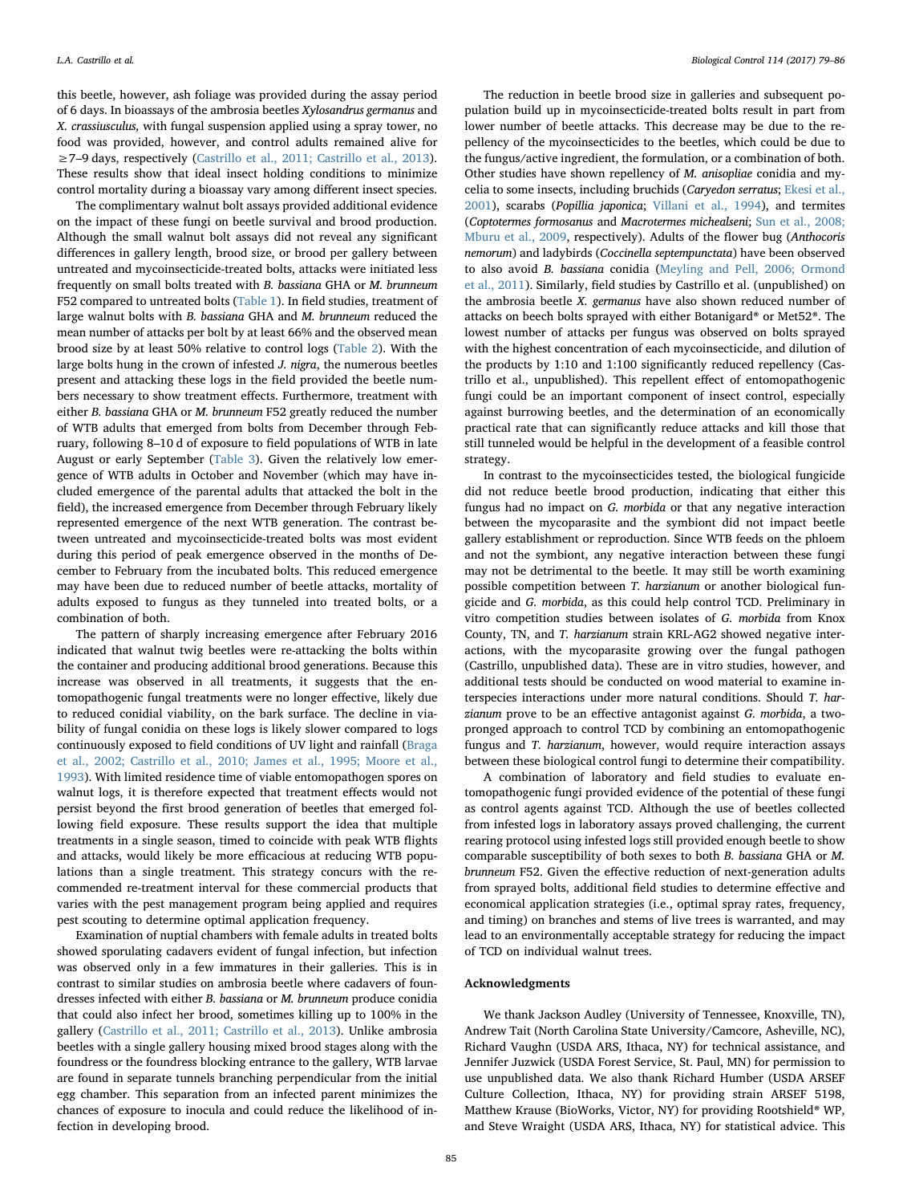this beetle, however, ash foliage was provided during the assay period of 6 days. In bioassays of the ambrosia beetles *Xylosandrus germanus* and *X. crassiusculus,* with fungal suspension applied using a spray tower, no food was provided, however, and control adults remained alive for ≥7–9 days, respectively (Castrillo et al., 2011; Castrillo et al., 2013). These results show that ideal insect holding conditions to minimize control mortality during a bioassay vary among different insect species.

The complimentary walnut bolt assays provided additional evidence on the impact of these fungi on beetle survival and brood production. Although the small walnut bolt assays did not reveal any significant differences in gallery length, brood size, or brood per gallery between untreated and mycoinsecticide-treated bolts, attacks were initiated less frequently on small bolts treated with *B. bassiana* GHA or *M. brunneum* F52 compared to untreated bolts (Table 1). In field studies, treatment of large walnut bolts with *B. bassiana* GHA and *M. brunneum* reduced the mean number of attacks per bolt by at least 66% and the observed mean brood size by at least 50% relative to control logs (Table 2). With the large bolts hung in the crown of infested *J. nigra*, the numerous beetles present and attacking these logs in the field provided the beetle numbers necessary to show treatment effects. Furthermore, treatment with either *B. bassiana* GHA or *M. brunneum* F52 greatly reduced the number of WTB adults that emerged from bolts from December through February, following 8–10 d of exposure to field populations of WTB in late August or early September (Table 3). Given the relatively low emergence of WTB adults in October and November (which may have included emergence of the parental adults that attacked the bolt in the field), the increased emergence from December through February likely represented emergence of the next WTB generation. The contrast between untreated and mycoinsecticide-treated bolts was most evident during this period of peak emergence observed in the months of December to February from the incubated bolts. This reduced emergence may have been due to reduced number of beetle attacks, mortality of adults exposed to fungus as they tunneled into treated bolts, or a combination of both.

The pattern of sharply increasing emergence after February 2016 indicated that walnut twig beetles were re-attacking the bolts within the container and producing additional brood generations. Because this increase was observed in all treatments, it suggests that the entomopathogenic fungal treatments were no longer effective, likely due to reduced conidial viability, on the bark surface. The decline in viability of fungal conidia on these logs is likely slower compared to logs continuously exposed to field conditions of UV light and rainfall (Braga et al., 2002; Castrillo et al., 2010; James et al., 1995; Moore et al., 1993). With limited residence time of viable entomopathogen spores on walnut logs, it is therefore expected that treatment effects would not persist beyond the first brood generation of beetles that emerged following field exposure. These results support the idea that multiple treatments in a single season, timed to coincide with peak WTB flights and attacks, would likely be more efficacious at reducing WTB populations than a single treatment. This strategy concurs with the recommended re-treatment interval for these commercial products that varies with the pest management program being applied and requires pest scouting to determine optimal application frequency.

Examination of nuptial chambers with female adults in treated bolts showed sporulating cadavers evident of fungal infection, but infection was observed only in a few immatures in their galleries. This is in contrast to similar studies on ambrosia beetle where cadavers of foundresses infected with either *B. bassiana* or *M. brunneum* produce conidia that could also infect her brood, sometimes killing up to 100% in the gallery (Castrillo et al., 2011; Castrillo et al., 2013). Unlike ambrosia beetles with a single gallery housing mixed brood stages along with the foundress or the foundress blocking entrance to the gallery, WTB larvae are found in separate tunnels branching perpendicular from the initial egg chamber. This separation from an infected parent minimizes the chances of exposure to inocula and could reduce the likelihood of infection in developing brood.

The reduction in beetle brood size in galleries and subsequent population build up in mycoinsecticide-treated bolts result in part from lower number of beetle attacks. This decrease may be due to the repellency of the mycoinsecticides to the beetles, which could be due to the fungus/active ingredient, the formulation, or a combination of both. Other studies have shown repellency of *M. anisopliae* conidia and mycelia to some insects, including bruchids (*Caryedon serratus*; Ekesi et al., 2001), scarabs (*Popillia japonica*; Villani et al., 1994), and termites (*Coptotermes formosanus* and *Macrotermes michealseni*; Sun et al., 2008; Mburu et al., 2009, respectively). Adults of the flower bug (*Anthocoris nemorum*) and ladybirds (*Coccinella septempunctata*) have been observed to also avoid *B. bassiana* conidia (Meyling and Pell, 2006; Ormond et al., 2011). Similarly, field studies by Castrillo et al. (unpublished) on the ambrosia beetle *X. germanus* have also shown reduced number of attacks on beech bolts sprayed with either Botanigard® or Met52®. The lowest number of attacks per fungus was observed on bolts sprayed with the highest concentration of each mycoinsecticide, and dilution of the products by 1:10 and 1:100 significantly reduced repellency (Castrillo et al., unpublished). This repellent effect of entomopathogenic fungi could be an important component of insect control, especially against burrowing beetles, and the determination of an economically practical rate that can significantly reduce attacks and kill those that still tunneled would be helpful in the development of a feasible control strategy.

In contrast to the mycoinsecticides tested, the biological fungicide did not reduce beetle brood production, indicating that either this fungus had no impact on *G. morbida* or that any negative interaction between the mycoparasite and the symbiont did not impact beetle gallery establishment or reproduction. Since WTB feeds on the phloem and not the symbiont, any negative interaction between these fungi may not be detrimental to the beetle. It may still be worth examining possible competition between *T. harzianum* or another biological fungicide and *G. morbida*, as this could help control TCD. Preliminary in vitro competition studies between isolates of *G. morbida* from Knox County, TN, and *T. harzianum* strain KRL-AG2 showed negative interactions, with the mycoparasite growing over the fungal pathogen (Castrillo, unpublished data). These are in vitro studies, however, and additional tests should be conducted on wood material to examine interspecies interactions under more natural conditions. Should *T. harzianum* prove to be an effective antagonist against *G. morbida*, a two-pronged approach to control TCD by combining an entomopathogenic fungus and *T. harzianum*, however, would require interaction assays between these biological control fungi to determine their compatibility.

A combination of laboratory and field studies to evaluate entomopathogenic fungi provided evidence of the potential of these fungi as control agents against TCD. Although the use of beetles collected from infested logs in laboratory assays proved challenging, the current rearing protocol using infested logs still provided enough beetle to show comparable susceptibility of both sexes to both *B. bassiana* GHA or *M. brunneum* F52. Given the effective reduction of next-generation adults from sprayed bolts, additional field studies to determine effective and economical application strategies (i.e., optimal spray rates, frequency, and timing) on branches and stems of live trees is warranted, and may lead to an environmentally acceptable strategy for reducing the impact of TCD on individual walnut trees.

## Acknowledgments

We thank Jackson Audley (University of Tennessee, Knoxville, TN), Andrew Tait (North Carolina State University/Camcore, Asheville, NC), Richard Vaughn (USDA ARS, Ithaca, NY) for technical assistance, and Jennifer Juzwick (USDA Forest Service, St. Paul, MN) for permission to use unpublished data. We also thank Richard Humber (USDA ARSEF Culture Collection, Ithaca, NY) for providing strain ARSEF 5198, Matthew Krause (BioWorks, Victor, NY) for providing Rootshield® WP, and Steve Wraight (USDA ARS, Ithaca, NY) for statistical advice. This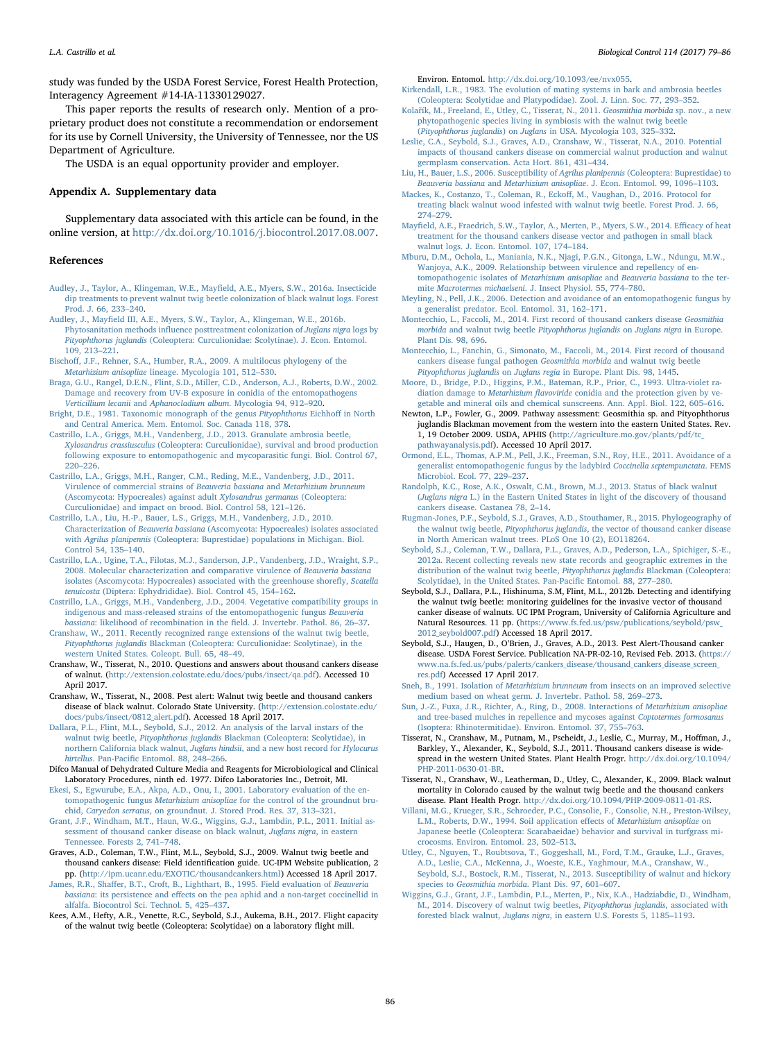study was funded by the USDA Forest Service, Forest Health Protection, Interagency Agreement #14-IA-11330129027.

This paper reports the results of research only. Mention of a proprietary product does not constitute a recommendation or endorsement for its use by Cornell University, the University of Tennessee, nor the US Department of Agriculture.

The USDA is an equal opportunity provider and employer.

## Appendix A. Supplementary data

Supplementary data associated with this article can be found, in the online version, at http://dx.doi.org/10.1016/j.biocontrol.2017.08.007.

## References

Audley, J., Taylor, A., Klingeman, W.E., Mayfield, A.E., Myers, S.W., 2016a. Insecticide dip treatments to prevent walnut twig beetle colonization of black walnut logs. Forest Prod. J. 66, 233–240.

Audley, J., Mayfield III, A.E., Myers, S.W., Taylor, A., Klingeman, W.E., 2016b. Phytosanitation methods influence posttreatment colonization of *Juglans nigra* logs by *Pityophthorus juglandis* (Coleoptera: Curculionidae: Scolytinae). J. Econ. Entomol. 109, 213–221.

Bischoff, J.F., Rehner, S.A., Humber, R.A., 2009. A multilocus phylogeny of the *Metarhizium anisopliae* lineage. Mycologia 101, 512–530.

Braga, G.U., Rangel, D.E.N., Flint, S.D., Miller, C.D., Anderson, A.J., Roberts, D.W., 2002. Damage and recovery from UV-B exposure in conidia of the entomopathogens *Verticillium lecanii* and *Aphanocladium album*. Mycologia 94, 912–920.

Bright, D.E., 1981. Taxonomic monograph of the genus *Pityophthorus* Eichhoff in North and Central America. Mem. Entomol. Soc. Canada 118, 378.

Castrillo, L.A., Griggs, M.H., Vandenberg, J.D., 2013. Granulate ambrosia beetle, *Xylosandrus crassiusculus* (Coleoptera: Curculionidae), survival and brood production following exposure to entomopathogenic and mycoparasitic fungi. Biol. Control 67, 220–226.

Castrillo, L.A., Griggs, M.H., Ranger, C.M., Reding, M.E., Vandenberg, J.D., 2011. Virulence of commercial strains of *Beauveria bassiana* and *Metarhizium brunneum* (Ascomycota: Hypocreales) against adult *Xylosandrus germanus* (Coleoptera: Curculionidae) and impact on brood. Biol. Control 58, 121–126.

Castrillo, L.A., Liu, H.-P., Bauer, L.S., Griggs, M.H., Vandenberg, J.D., 2010. Characterization of *Beauveria bassiana* (Ascomycota: Hypocreales) isolates associated with *Agrilus planipennis* (Coleoptera: Buprestidae) populations in Michigan. Biol. Control 54, 135–140.

Castrillo, L.A., Ugine, T.A., Filotas, M.J., Sanderson, J.P., Vandenberg, J.D., Wraight, S.P., 2008. Molecular characterization and comparative virulence of *Beauveria bassiana* isolates (Ascomycota: Hypocreales) associated with the greenhouse shorefly, *Scatella tenuicosta* (Diptera: Ephydrididae). Biol. Control 45, 154–162.

Castrillo, L.A., Griggs, M.H., Vandenberg, J.D., 2004. Vegetative compatibility groups in indigenous and mass-released strains of the entomopathogenic fungus *Beauveria bassiana*: likelihood of recombination in the field. J. Invertebr. Pathol. 86, 26–37.

Cranshaw, W., 2011. Recently recognized range extensions of the walnut twig beetle, *Pityophthorus juglandis* Blackman (Coleoptera: Curculionidae: Scolytinae), in the western United States. Coleopt. Bull. 65, 48–49.

Cranshaw, W., Tisserat, N., 2010. Questions and answers about thousand cankers disease of walnut. (http://extension.colostate.edu/docs/pubs/insect/qa.pdf). Accessed 10 April 2017.

Cranshaw, W., Tisserat, N., 2008. Pest alert: Walnut twig beetle and thousand cankers disease of black walnut. Colorado State University. (http://extension.colostate.edu/docs/pubs/insect/0812_alert.pdf). Accessed 18 April 2017.

Dallara, P.L., Flint, M.L., Seybold, S.J., 2012. An analysis of the larval instars of the walnut twig beetle, *Pityophthorus juglandis* Blackman (Coleoptera: Scolytidae), in northern California black walnut, *Juglans hindsii*, and a new host record for *Hylocurus hirtellus*. Pan-Pacific Entomol. 88, 248–266.

Difco Manual of Dehydrated Culture Media and Reagents for Microbiological and Clinical Laboratory Procedures, ninth ed. 1977. Difco Laboratories Inc., Detroit, MI.

Ekesi, S., Egwurube, E.A., Akpa, A.D., Onu, I., 2001. Laboratory evaluation of the entomopathogenic fungus *Metarhizium anisopliae* for the control of the groundnut bruchid, *Caryedon serratus*, on groundnut. J. Stored Prod. Res. 37, 313–321.

Grant, J.F., Windham, M.T., Haun, W.G., Wiggins, G.J., Lambdin, P.L., 2011. Initial assessment of thousand canker disease on black walnut, *Juglans nigra*, in eastern Tennessee. Forests 2, 741–748.

Graves, A.D., Coleman, T.W., Flint, M.L., Seybold, S.J., 2009. Walnut twig beetle and thousand cankers disease: Field identification guide. UC-IPM Website publication, 2 pp. (http://ipm.ucanr.edu/EXOTIC/thousandcankers.html) Accessed 18 April 2017.

James, R.R., Shaffer, B.T., Croft, B., Lighthart, B., 1995. Field evaluation of *Beauveria bassiana*: its persistence and effects on the pea aphid and a non-target coccinellid in alfalfa. Biocontrol Sci. Technol. 5, 425–437.

Kees, A.M., Hefty, A.R., Venette, R.C., Seybold, S.J., Aukema, B.H., 2017. Flight capacity of the walnut twig beetle (Coleoptera: Scolytidae) on a laboratory flight mill. Environ. Entomol. http://dx.doi.org/10.1093/ee/nvx055.

Kirkendall, L.R., 1983. The evolution of mating systems in bark and ambrosia beetles (Coleoptera: Scolytidae and Platypodidae). Zool. J. Linn. Soc. 77, 293–352.

Kolařík, M., Freeland, E., Utley, C., Tisserat, N., 2011. *Geosmithia morbida* sp. nov., a new phytopathogenic species living in symbiosis with the walnut twig beetle (*Pityophthorus juglandis*) on *Juglans* in USA. Mycologia 103, 325–332.

Leslie, C.A., Seybold, S.J., Graves, A.D., Cranshaw, W., Tisserat, N.A., 2010. Potential impacts of thousand cankers disease on commercial walnut production and walnut germplasm conservation. Acta Hort. 861, 431–434.

Liu, H., Bauer, L.S., 2006. Susceptibility of *Agrilus planipennis* (Coleoptera: Buprestidae) to *Beauveria bassiana* and *Metarhizium anisopliae*. J. Econ. Entomol. 99, 1096–1103.

Mackes, K., Costanzo, T., Coleman, R., Eckoff, M., Vaughan, D., 2016. Protocol for treating black walnut wood infested with walnut twig beetle. Forest Prod. J. 66, 274–279.

Mayfield, A.E., Fraedrich, S.W., Taylor, A., Merten, P., Myers, S.W., 2014. Efficacy of heat treatment for the thousand cankers disease vector and pathogen in small black walnut logs. J. Econ. Entomol. 107, 174–184.

Mburu, D.M., Ochola, L., Maniania, N.K., Njagi, P.G.N., Gitonga, L.W., Ndungu, M.W., Wanjoya, A.K., 2009. Relationship between virulence and repellency of entomopathogenic isolates of *Metarhizium anisopliae* and *Beauveria bassiana* to the termite *Macrotermes michaelseni*. J. Insect Physiol. 55, 774–780.

Meyling, N., Pell, J.K., 2006. Detection and avoidance of an entomopathogenic fungus by a generalist predator. Ecol. Entomol. 31, 162–171.

Montecchio, L., Faccoli, M., 2014. First record of thousand cankers disease *Geosmithia morbida* and walnut twig beetle *Pityophthorus juglandis* on *Juglans nigra* in Europe. Plant Dis. 98, 696.

Montecchio, L., Fanchin, G., Simonato, M., Faccoli, M., 2014. First record of thousand cankers disease fungal pathogen *Geosmithia morbida* and walnut twig beetle *Pityophthorus juglandis* on *Juglans regia* in Europe. Plant Dis. 98, 1445.

Moore, D., Bridge, P.D., Higgins, P.M., Bateman, R.P., Prior, C., 1993. Ultra-violet radiation damage to *Metarhizium flavoviride* conidia and the protection given by vegetable and mineral oils and chemical sunscreens. Ann. Appl. Biol. 122, 605–616.

Newton, L.P., Fowler, G., 2009. Pathway assessment: Geosmithia sp. and Pityophthorus juglandis Blackman movement from the western into the eastern United States. Rev. 1, 19 October 2009. USDA, APHIS (http://agriculture.mo.gov/plants/pdf/tc_pathwayanalysis.pdf). Accessed 10 April 2017.

Ormond, E.L., Thomas, A.P.M., Pell, J.K., Freeman, S.N., Roy, H.E., 2011. Avoidance of a generalist entomopathogenic fungus by the ladybird *Coccinella septempunctata*. FEMS Microbiol. Ecol. 77, 229–237.

Randolph, K.C., Rose, A.K., Oswalt, C.M., Brown, M.J., 2013. Status of black walnut (*Juglans nigra* L.) in the Eastern United States in light of the discovery of thousand cankers disease. Castanea 78, 2–14.

Rugman-Jones, P.F., Seybold, S.J., Graves, A.D., Stouthamer, R., 2015. Phylogeography of the walnut twig beetle, *Pityophthorus juglandis*, the vector of thousand canker disease in North American walnut trees. PLoS One 10 (2), EO118264.

Seybold, S.J., Coleman, T.W., Dallara, P.L., Graves, A.D., Pederson, L.A., Spichiger, S.-E., 2012a. Recent collecting reveals new state records and geographic extremes in the distribution of the walnut twig beetle, *Pityophthorus juglandis* Blackman (Coleoptera: Scolytidae), in the United States. Pan-Pacific Entomol. 88, 277–280.

Seybold, S.J., Dallara, P.L., Hishinuma, S.M, Flint, M.L., 2012b. Detecting and identifying the walnut twig beetle: monitoring guidelines for the invasive vector of thousand canker disease of walnuts. UC IPM Program, University of California Agriculture and Natural Resources. 11 pp. (https://www.fs.fed.us/psw/publications/seybold/psw_2012_seybold007.pdf) Accessed 18 April 2017.

Seybold, S.J., Haugen, D., O'Brien, J., Graves, A.D., 2013. Pest Alert-Thousand canker disease. USDA Forest Service. Publication NA-PR-02-10, Revised Feb. 2013. (https://www.na.fs.fed.us/pubs/palerts/cankers_disease/thousand_cankers_disease_screen_res.pdf) Accessed 17 April 2017.

Sneh, B., 1991. Isolation of *Metarhizium brunneum* from insects on an improved selective medium based on wheat germ. J. Invertebr. Pathol. 58, 269–273.

Sun, J.-Z., Fuxa, J.R., Richter, A., Ring, D., 2008. Interactions of *Metarhizium anisopliae* and tree-based mulches in repellence and mycoses against *Coptotermes formosanus* (Isoptera: Rhinotermitidae). Environ. Entomol. 37, 755–763.

Tisserat, N., Cranshaw, W., Putnam, M., Pscheidt, J., Leslie, C., Murray, M., Hoffman, J., Barkley, Y., Alexander, K., Seybold, S.J., 2011. Thousand cankers disease is widespread in the western United States. Plant Health Progr. http://dx.doi.org/10.1094/PHP-2011-0630-01-BR.

Tisserat, N., Cranshaw, W., Leatherman, D., Utley, C., Alexander, K., 2009. Black walnut mortality in Colorado caused by the walnut twig beetle and the thousand cankers disease. Plant Health Progr. http://dx.doi.org/10.1094/PHP-2009-0811-01-RS.

Villani, M.G., Krueger, S.R., Schroeder, P.C., Consolie, F., Consolie, N.H., Preston-Wilsey, L.M., Roberts, D.W., 1994. Soil application effects of *Metarhizium anisopliae* on Japanese beetle (Coleoptera: Scarabaeidae) behavior and survival in turfgrass microcosms. Environ. Entomol. 23, 502–513.

Utley, C., Nguyen, T., Roubtsova, T., Coggeshall, M., Ford, T.M., Grauke, L.J., Graves, A.D., Leslie, C.A., McKenna, J., Woeste, K.E., Yaghmour, M.A., Cranshaw, W., Seybold, S.J., Bostock, R.M., Tisserat, N., 2013. Susceptibility of walnut and hickory species to *Geosmithia morbida*. Plant Dis. 97, 601–607.

Wiggins, G.J., Grant, J.F., Lambdin, P.L., Merten, P., Nix, K.A., Hadziabdic, D., Windham, M., 2014. Discovery of walnut twig beetles, *Pityophthorus juglandis*, associated with forested black walnut, *Juglans nigra*, in eastern U.S. Forests 5, 1185–1193.